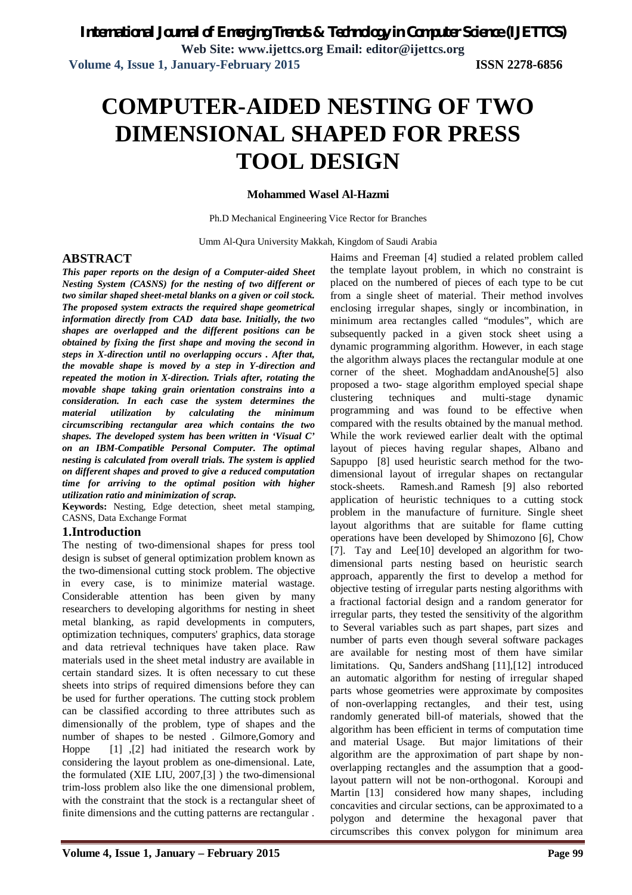# COMPUTER-AIDED NESTING OF TWO DIMENSIONAL SHAPED FOR PRESS TOOL DESIGN

**Mohammed Wasel Al-Hazmi**

Ph.D Mechanical Engineering Vice Rector for Branches

Umm Al-Qura University Makkah, Kingdom of Saudi Arabia

## ABSTRACT

***This paper reports on the design of a Computer-aided Sheet Nesting System (CASNS) for the nesting of two different or two similar shaped sheet-metal blanks on a given or coil stock. The proposed system extracts the required shape geometrical information directly from CAD data base. Initially, the two shapes are overlapped and the different positions can be obtained by fixing the first shape and moving the second in steps in X-direction until no overlapping occurs . After that, the movable shape is moved by a step in Y-direction and repeated the motion in X-direction. Trials after, rotating the movable shape taking grain orientation constrains into a consideration. In each case the system determines the material utilization by calculating the minimum circumscribing rectangular area which contains the two shapes. The developed system has been written in 'Visual C' on an IBM-Compatible Personal Computer. The optimal nesting is calculated from overall trials. The system is applied on different shapes and proved to give a reduced computation time for arriving to the optimal position with higher utilization ratio and minimization of scrap.***

**Keywords:** Nesting, Edge detection, sheet metal stamping, CASNS, Data Exchange Format

## 1.Introduction

The nesting of two-dimensional shapes for press tool design is subset of general optimization problem known as the two-dimensional cutting stock problem. The objective in every case, is to minimize material wastage. Considerable attention has been given by many researchers to developing algorithms for nesting in sheet metal blanking, as rapid developments in computers, optimization techniques, computers' graphics, data storage and data retrieval techniques have taken place. Raw materials used in the sheet metal industry are available in certain standard sizes. It is often necessary to cut these sheets into strips of required dimensions before they can be used for further operations. The cutting stock problem can be classified according to three attributes such as dimensionally of the problem, type of shapes and the number of shapes to be nested . Gilmore,Gomory and Hoppe [1] ,[2] had initiated the research work by considering the layout problem as one-dimensional. Late, the formulated (XIE LIU, 2007,[3] ) the two-dimensional trim-loss problem also like the one dimensional problem, with the constraint that the stock is a rectangular sheet of finite dimensions and the cutting patterns are rectangular . Haims and Freeman [4] studied a related problem called the template layout problem, in which no constraint is placed on the numbered of pieces of each type to be cut from a single sheet of material. Their method involves enclosing irregular shapes, singly or incombination, in minimum area rectangles called "modules", which are subsequently packed in a given stock sheet using a dynamic programming algorithm. However, in each stage the algorithm always places the rectangular module at one corner of the sheet. Moghaddam andAnoushe[5] also proposed a two- stage algorithm employed special shape clustering techniques and multi-stage dynamic programming and was found to be effective when compared with the results obtained by the manual method. While the work reviewed earlier dealt with the optimal layout of pieces having regular shapes, Albano and Sapuppo [8] used heuristic search method for the two-dimensional layout of irregular shapes on rectangular stock-sheets. Ramesh.and Ramesh [9] also reborted application of heuristic techniques to a cutting stock problem in the manufacture of furniture. Single sheet layout algorithms that are suitable for flame cutting operations have been developed by Shimozono [6], Chow [7]. Tay and Lee[10] developed an algorithm for two-dimensional parts nesting based on heuristic search approach, apparently the first to develop a method for objective testing of irregular parts nesting algorithms with a fractional factorial design and a random generator for irregular parts, they tested the sensitivity of the algorithm to Several variables such as part shapes, part sizes and number of parts even though several software packages are available for nesting most of them have similar limitations. Qu, Sanders andShang [11],[12] introduced an automatic algorithm for nesting of irregular shaped parts whose geometries were approximate by composites of non-overlapping rectangles, and their test, using randomly generated bill-of materials, showed that the algorithm has been efficient in terms of computation time and material Usage. But major limitations of their algorithm are the approximation of part shape by non-overlapping rectangles and the assumption that a good-layout pattern will not be non-orthogonal. Koroupi and Martin [13] considered how many shapes, including concavities and circular sections, can be approximated to a polygon and determine the hexagonal paver that circumscribes this convex polygon for minimum area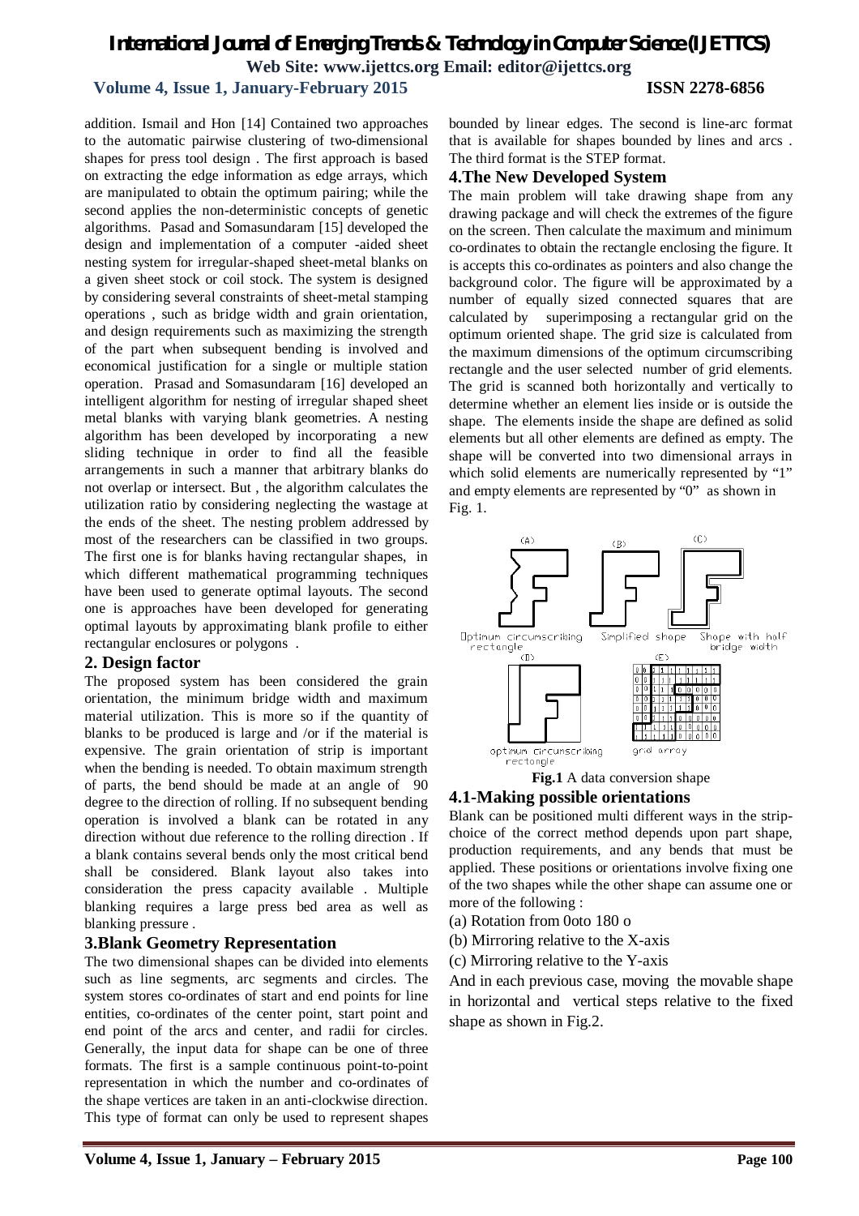addition. Ismail and Hon [14] Contained two approaches to the automatic pairwise clustering of two-dimensional shapes for press tool design . The first approach is based on extracting the edge information as edge arrays, which are manipulated to obtain the optimum pairing; while the second applies the non-deterministic concepts of genetic algorithms. Pasad and Somasundaram [15] developed the design and implementation of a computer -aided sheet nesting system for irregular-shaped sheet-metal blanks on a given sheet stock or coil stock. The system is designed by considering several constraints of sheet-metal stamping operations , such as bridge width and grain orientation, and design requirements such as maximizing the strength of the part when subsequent bending is involved and economical justification for a single or multiple station operation. Prasad and Somasundaram [16] developed an intelligent algorithm for nesting of irregular shaped sheet metal blanks with varying blank geometries. A nesting algorithm has been developed by incorporating a new sliding technique in order to find all the feasible arrangements in such a manner that arbitrary blanks do not overlap or intersect. But , the algorithm calculates the utilization ratio by considering neglecting the wastage at the ends of the sheet. The nesting problem addressed by most of the researchers can be classified in two groups. The first one is for blanks having rectangular shapes, in which different mathematical programming techniques have been used to generate optimal layouts. The second one is approaches have been developed for generating optimal layouts by approximating blank profile to either rectangular enclosures or polygons .

## 2. Design factor

The proposed system has been considered the grain orientation, the minimum bridge width and maximum material utilization. This is more so if the quantity of blanks to be produced is large and /or if the material is expensive. The grain orientation of strip is important when the bending is needed. To obtain maximum strength of parts, the bend should be made at an angle of 90 degree to the direction of rolling. If no subsequent bending operation is involved a blank can be rotated in any direction without due reference to the rolling direction . If a blank contains several bends only the most critical bend shall be considered. Blank layout also takes into consideration the press capacity available . Multiple blanking requires a large press bed area as well as blanking pressure .

## 3.Blank Geometry Representation

The two dimensional shapes can be divided into elements such as line segments, arc segments and circles. The system stores co-ordinates of start and end points for line entities, co-ordinates of the center point, start point and end point of the arcs and center, and radii for circles. Generally, the input data for shape can be one of three formats. The first is a sample continuous point-to-point representation in which the number and co-ordinates of the shape vertices are taken in an anti-clockwise direction. This type of format can only be used to represent shapes bounded by linear edges. The second is line-arc format that is available for shapes bounded by lines and arcs . The third format is the STEP format.

## 4.The New Developed System

The main problem will take drawing shape from any drawing package and will check the extremes of the figure on the screen. Then calculate the maximum and minimum co-ordinates to obtain the rectangle enclosing the figure. It is accepts this co-ordinates as pointers and also change the background color. The figure will be approximated by a number of equally sized connected squares that are calculated by superimposing a rectangular grid on the optimum oriented shape. The grid size is calculated from the maximum dimensions of the optimum circumscribing rectangle and the user selected number of grid elements. The grid is scanned both horizontally and vertically to determine whether an element lies inside or is outside the shape. The elements inside the shape are defined as solid elements but all other elements are defined as empty. The shape will be converted into two dimensional arrays in which solid elements are numerically represented by "1" and empty elements are represented by "0" as shown in Fig. 1.

(A) Optimum circumscribing rectangle (B) Simplified shape (C) Shape with half bridge width (D) optimum circumscribing rectangle (E) grid array

**Fig.1** A data conversion shape

### 4.1-Making possible orientations

Blank can be positioned multi different ways in the strip-choice of the correct method depends upon part shape, production requirements, and any bends that must be applied. These positions or orientations involve fixing one of the two shapes while the other shape can assume one or more of the following :

(a) Rotation from 0oto 180 o

(b) Mirroring relative to the X-axis

(c) Mirroring relative to the Y-axis

And in each previous case, moving the movable shape in horizontal and vertical steps relative to the fixed shape as shown in Fig.2.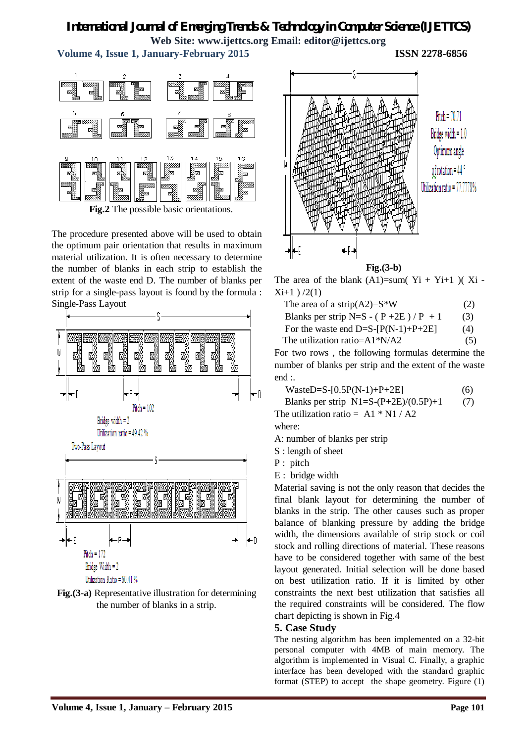**Fig.2** The possible basic orientations.

The procedure presented above will be used to obtain the optimum pair orientation that results in maximum material utilization. It is often necessary to determine the number of blanks in each strip to establish the extent of the waste end D. The number of blanks per strip for a single-pass layout is found by the formula :

Single-Pass Layout

Pitch = 102

Bridge width = 2

Utilization ratio = 49.42 %

Two-Pass Layout

Pitch = 172

Bridge Width = 2

Utilization Ratio = 60.41 %

**Fig.(3-a)** Representative illustration for determining the number of blanks in a strip.

Pitch = 70.71

Bridge width = 1.0

Optimum angle of rotation = 44°

Utilization ratio = 77.7778%

**Fig.(3-b)**

The area of the blank (A1)=sum( Yi + Yi+1 )( Xi - Xi+1 ) /2(1)

The area of a strip(A2)=S*W (2)

Blanks per strip N=S - ( P +2E ) / P + 1 (3)

For the waste end D=S-[P(N-1)+P+2E] (4)

The utilization ratio=A1*N/A2 (5)

For two rows , the following formulas determine the number of blanks per strip and the extent of the waste end :.

WasteD=S-[0.5P(N-1)+P+2E] (6)

Blanks per strip N1=S-(P+2E)/(0.5P)+1 (7)

The utilization ratio = A1 * N1 / A2

where:

A: number of blanks per strip

S : length of sheet

P : pitch

E : bridge width

Material saving is not the only reason that decides the final blank layout for determining the number of blanks in the strip. The other causes such as proper balance of blanking pressure by adding the bridge width, the dimensions available of strip stock or coil stock and rolling directions of material. These reasons have to be considered together with same of the best layout generated. Initial selection will be done based on best utilization ratio. If it is limited by other constraints the next best utilization that satisfies all the required constraints will be considered. The flow chart depicting is shown in Fig.4

## 5. Case Study

The nesting algorithm has been implemented on a 32-bit personal computer with 4MB of main memory. The algorithm is implemented in Visual C. Finally, a graphic interface has been developed with the standard graphic format (STEP) to accept the shape geometry. Figure (1)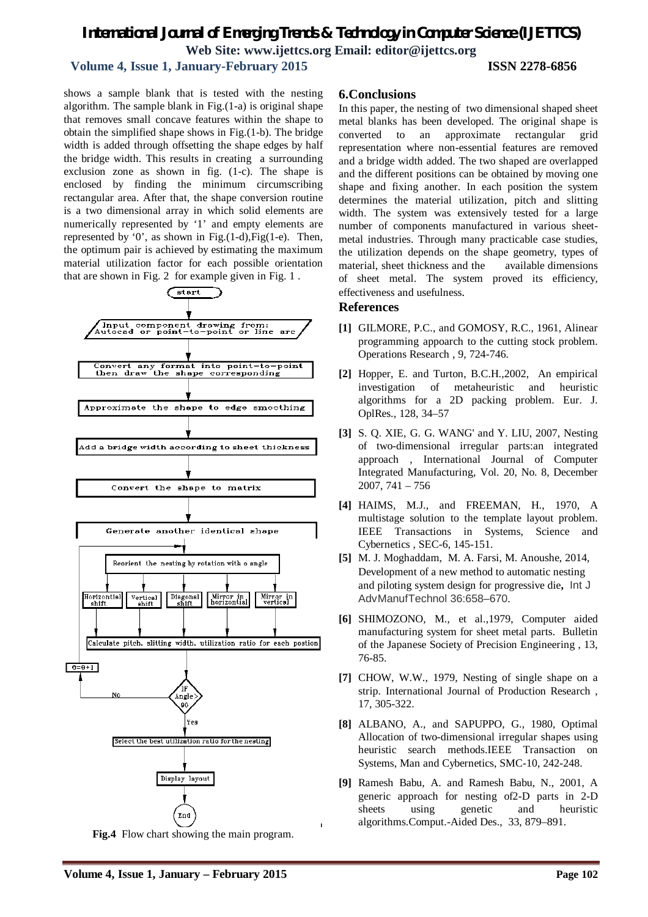shows a sample blank that is tested with the nesting algorithm. The sample blank in Fig.(1-a) is original shape that removes small concave features within the shape to obtain the simplified shape shows in Fig.(1-b). The bridge width is added through offsetting the shape edges by half the bridge width. This results in creating a surrounding exclusion zone as shown in fig. (1-c). The shape is enclosed by finding the minimum circumscribing rectangular area. After that, the shape conversion routine is a two dimensional array in which solid elements are numerically represented by '1' and empty elements are represented by '0', as shown in Fig.(1-d),Fig(1-e). Then, the optimum pair is achieved by estimating the maximum material utilization factor for each possible orientation that are shown in Fig. 2 for example given in Fig. 1 .

start

Input component drawing from: Autocad or point-to-point or line arc

Convert any format into point-to-point then draw the shape corresponding

Approximate the shape to edge smoothing

Add a bridge width according to sheet thickness

Convert the shape to matrix

Generate another identical shape

Reorient the nesting by rotation with α angle

Horizontial shift | Vertical shift | Diagonal shift | Mirror in horizontial | Mirror in vertical

Calculate pitch, slitting width, utilization ratio for each postion

θ=θ+1

IF Angle > 90 — No / Yes

Select the best utilization ratio for the nesting

Display layout

End

**Fig.4** Flow chart showing the main program.

## 6.Conclusions

In this paper, the nesting of two dimensional shaped sheet metal blanks has been developed. The original shape is converted to an approximate rectangular grid representation where non-essential features are removed and a bridge width added. The two shaped are overlapped and the different positions can be obtained by moving one shape and fixing another. In each position the system determines the material utilization, pitch and slitting width. The system was extensively tested for a large number of components manufactured in various sheet-metal industries. Through many practicable case studies, the utilization depends on the shape geometry, types of material, sheet thickness and the available dimensions of sheet metal. The system proved its efficiency, effectiveness and usefulness.

## References

**[1]** GILMORE, P.C., and GOMOSY, R.C., 1961, Alinear programming appoarch to the cutting stock problem. Operations Research , 9, 724-746.

**[2]** Hopper, E. and Turton, B.C.H.,2002, An empirical investigation of metaheuristic and heuristic algorithms for a 2D packing problem. Eur. J. OplRes., 128, 34–57

**[3]** S. Q. XIE, G. G. WANG' and Y. LIU, 2007, Nesting of two-dimensional irregular parts:an integrated approach , International Journal of Computer Integrated Manufacturing, Vol. 20, No. 8, December 2007, 741 – 756

**[4]** HAIMS, M.J., and FREEMAN, H., 1970, A multistage solution to the template layout problem. IEEE Transactions in Systems, Science and Cybernetics , SEC-6, 145-151.

**[5]** M. J. Moghaddam, M. A. Farsi, M. Anoushe, 2014, Development of a new method to automatic nesting and piloting system design for progressive die**,** Int J AdvManufTechnol 36:658–670.

**[6]** SHIMOZONO, M., et al.,1979, Computer aided manufacturing system for sheet metal parts. Bulletin of the Japanese Society of Precision Engineering , 13, 76-85.

**[7]** CHOW, W.W., 1979, Nesting of single shape on a strip. International Journal of Production Research , 17, 305-322.

**[8]** ALBANO, A., and SAPUPPO, G., 1980, Optimal Allocation of two-dimensional irregular shapes using heuristic search methods.IEEE Transaction on Systems, Man and Cybernetics, SMC-10, 242-248.

**[9]** Ramesh Babu, A. and Ramesh Babu, N., 2001, A generic approach for nesting of2-D parts in 2-D sheets using genetic and heuristic algorithms.Comput.-Aided Des., 33, 879–891.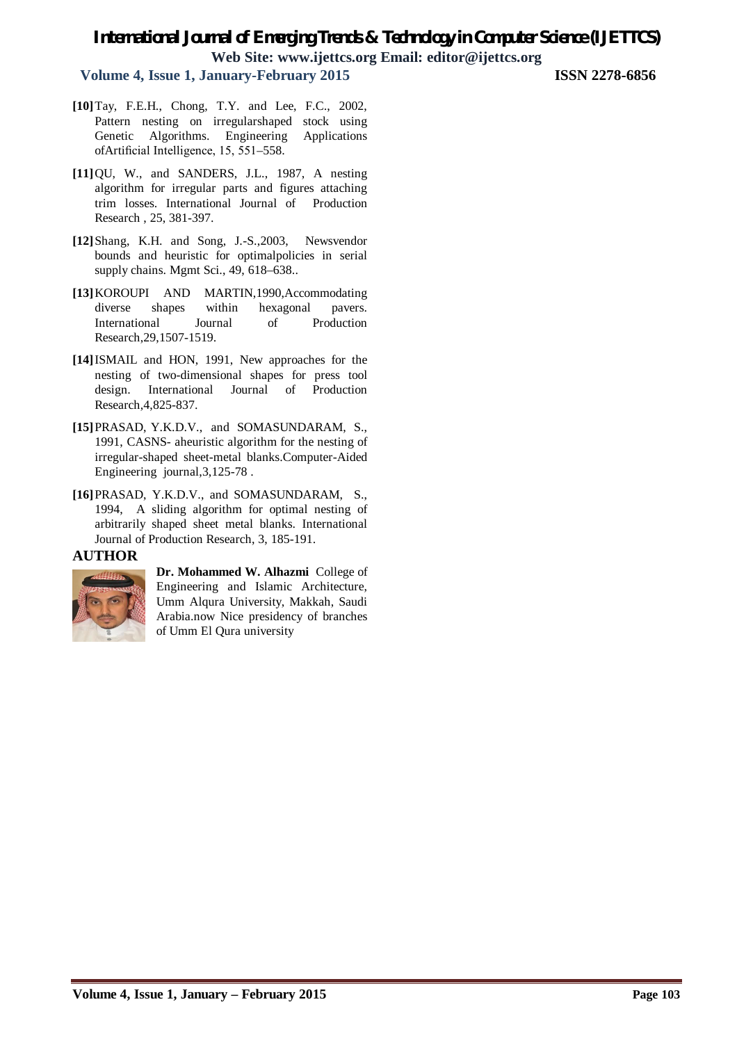**[10]** Tay, F.E.H., Chong, T.Y. and Lee, F.C., 2002, Pattern nesting on irregularshaped stock using Genetic Algorithms. Engineering Applications ofArtificial Intelligence, 15, 551–558.

**[11]** QU, W., and SANDERS, J.L., 1987, A nesting algorithm for irregular parts and figures attaching trim losses. International Journal of Production Research , 25, 381-397.

**[12]** Shang, K.H. and Song, J.-S.,2003, Newsvendor bounds and heuristic for optimalpolicies in serial supply chains. Mgmt Sci., 49, 618–638..

**[13]** KOROUPI AND MARTIN,1990,Accommodating diverse shapes within hexagonal pavers. International Journal of Production Research,29,1507-1519.

**[14]** ISMAIL and HON, 1991, New approaches for the nesting of two-dimensional shapes for press tool design. International Journal of Production Research,4,825-837.

**[15]** PRASAD, Y.K.D.V., and SOMASUNDARAM, S., 1991, CASNS- aheuristic algorithm for the nesting of irregular-shaped sheet-metal blanks.Computer-Aided Engineering journal,3,125-78 .

**[16]** PRASAD, Y.K.D.V., and SOMASUNDARAM, S., 1994, A sliding algorithm for optimal nesting of arbitrarily shaped sheet metal blanks. International Journal of Production Research, 3, 185-191.

## AUTHOR

**Dr. Mohammed W. Alhazmi** College of Engineering and Islamic Architecture, Umm Alqura University, Makkah, Saudi Arabia.now Nice presidency of branches of Umm El Qura university